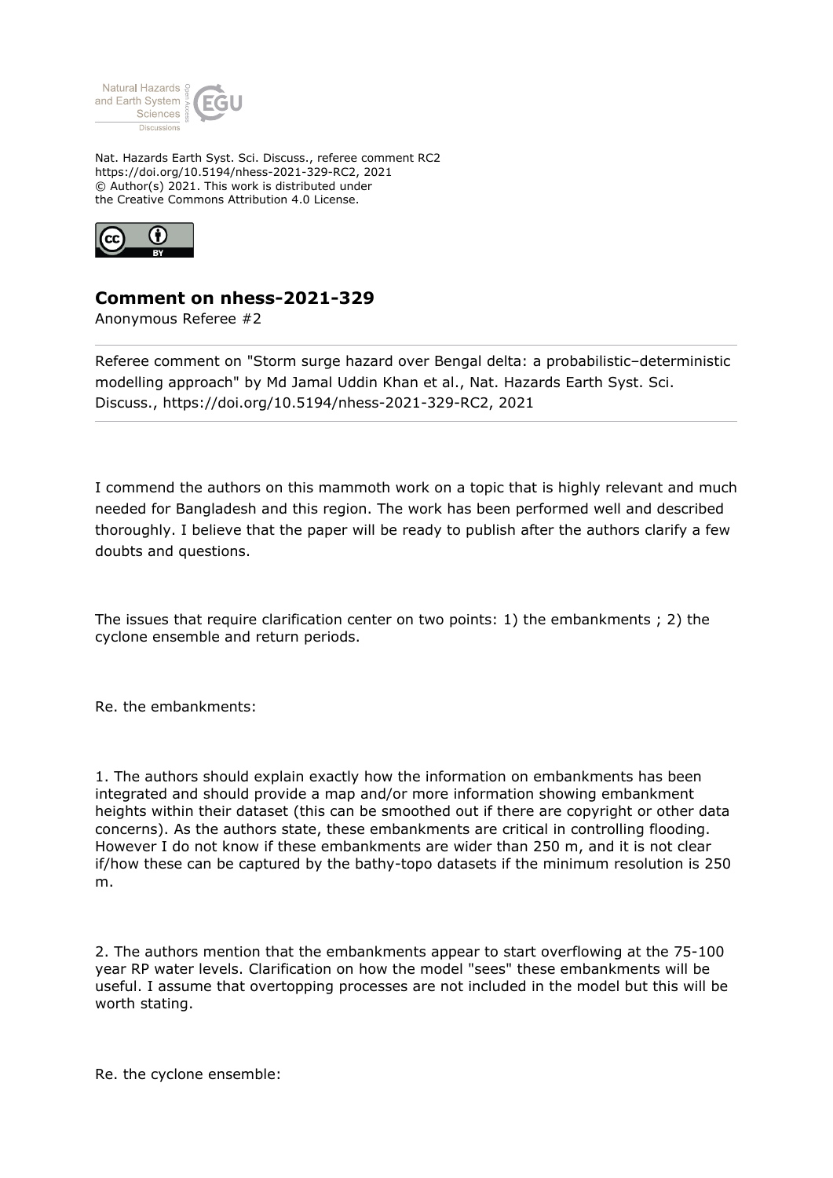Nat. Hazards Earth Syst. Sci. Discuss., referee comment RC2
https://doi.org/10.5194/nhess-2021-329-RC2, 2021
© Author(s) 2021. This work is distributed under
the Creative Commons Attribution 4.0 License.

## Comment on nhess-2021-329

Anonymous Referee #2

Referee comment on "Storm surge hazard over Bengal delta: a probabilistic–deterministic modelling approach" by Md Jamal Uddin Khan et al., Nat. Hazards Earth Syst. Sci. Discuss., https://doi.org/10.5194/nhess-2021-329-RC2, 2021

I commend the authors on this mammoth work on a topic that is highly relevant and much needed for Bangladesh and this region. The work has been performed well and described thoroughly. I believe that the paper will be ready to publish after the authors clarify a few doubts and questions.

The issues that require clarification center on two points: 1) the embankments ; 2) the cyclone ensemble and return periods.

Re. the embankments:

1. The authors should explain exactly how the information on embankments has been integrated and should provide a map and/or more information showing embankment heights within their dataset (this can be smoothed out if there are copyright or other data concerns). As the authors state, these embankments are critical in controlling flooding. However I do not know if these embankments are wider than 250 m, and it is not clear if/how these can be captured by the bathy-topo datasets if the minimum resolution is 250 m.

2. The authors mention that the embankments appear to start overflowing at the 75-100 year RP water levels. Clarification on how the model "sees" these embankments will be useful. I assume that overtopping processes are not included in the model but this will be worth stating.

Re. the cyclone ensemble: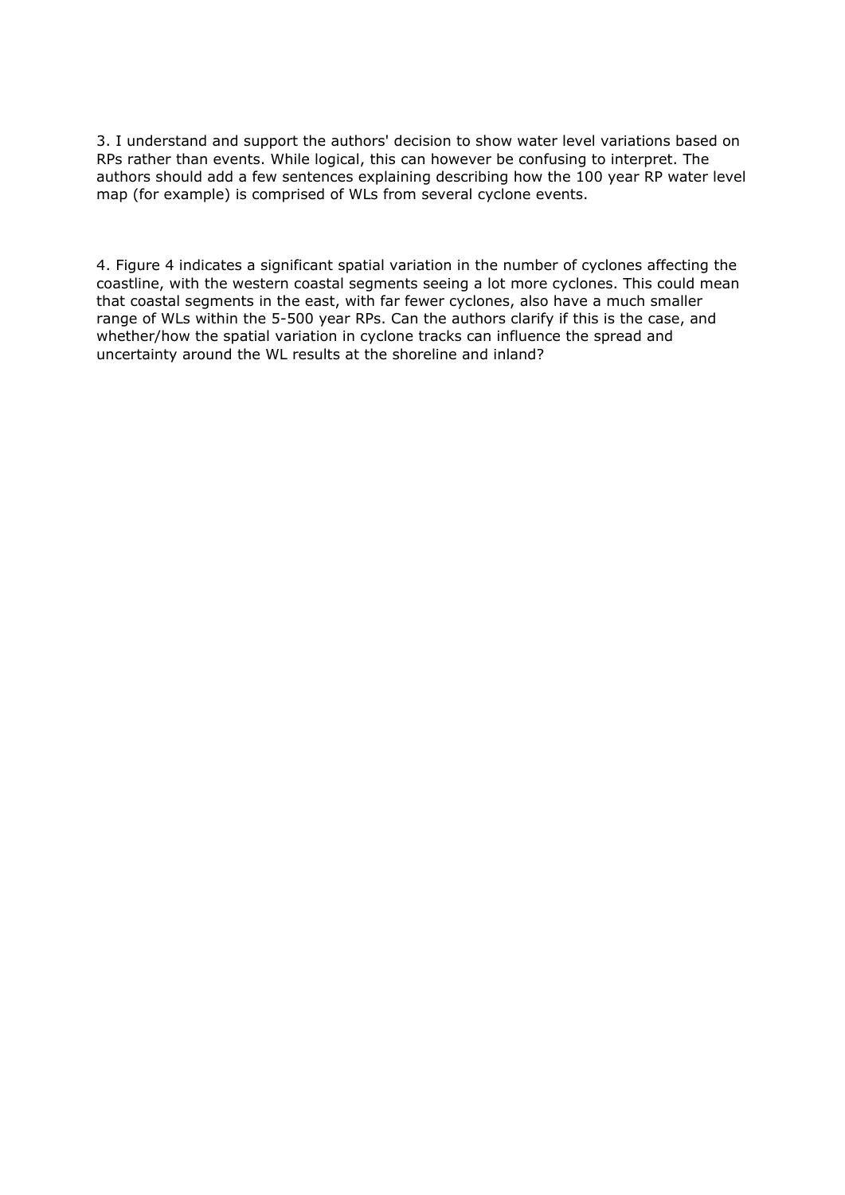3. I understand and support the authors' decision to show water level variations based on RPs rather than events. While logical, this can however be confusing to interpret. The authors should add a few sentences explaining describing how the 100 year RP water level map (for example) is comprised of WLs from several cyclone events.

4. Figure 4 indicates a significant spatial variation in the number of cyclones affecting the coastline, with the western coastal segments seeing a lot more cyclones. This could mean that coastal segments in the east, with far fewer cyclones, also have a much smaller range of WLs within the 5-500 year RPs. Can the authors clarify if this is the case, and whether/how the spatial variation in cyclone tracks can influence the spread and uncertainty around the WL results at the shoreline and inland?